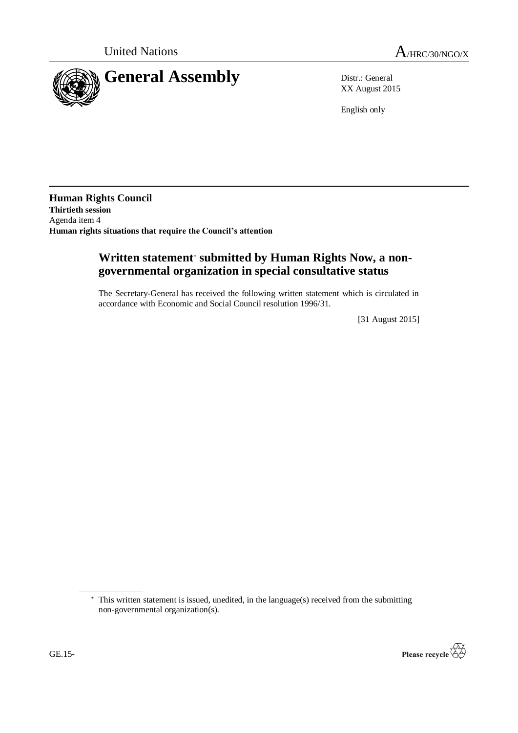United Nations

A/HRC/30/NGO/X

# General Assembly

Distr.: General
XX August 2015

English only

**Human Rights Council**
**Thirtieth session**
Agenda item 4
**Human rights situations that require the Council's attention**

## Written statement* submitted by Human Rights Now, a non-governmental organization in special consultative status

The Secretary-General has received the following written statement which is circulated in accordance with Economic and Social Council resolution 1996/31.

[31 August 2015]

\* This written statement is issued, unedited, in the language(s) received from the submitting non-governmental organization(s).

GE.15-

Please recycle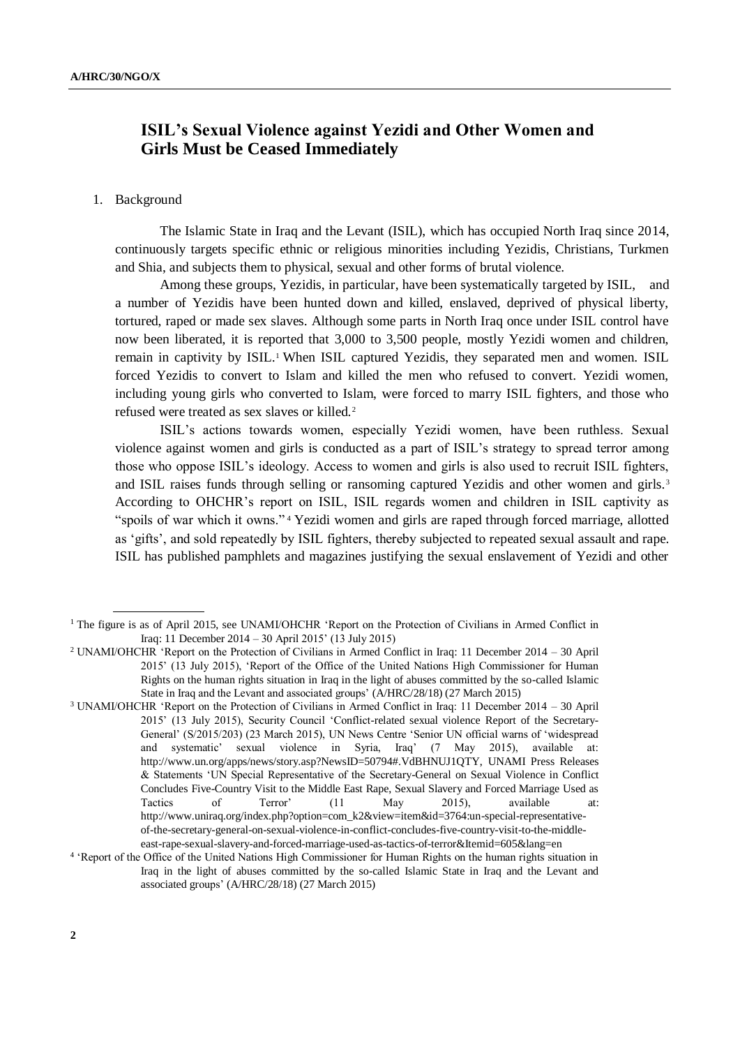## ISIL's Sexual Violence against Yezidi and Other Women and Girls Must be Ceased Immediately

1. Background

The Islamic State in Iraq and the Levant (ISIL), which has occupied North Iraq since 2014, continuously targets specific ethnic or religious minorities including Yezidis, Christians, Turkmen and Shia, and subjects them to physical, sexual and other forms of brutal violence.

Among these groups, Yezidis, in particular, have been systematically targeted by ISIL, and a number of Yezidis have been hunted down and killed, enslaved, deprived of physical liberty, tortured, raped or made sex slaves. Although some parts in North Iraq once under ISIL control have now been liberated, it is reported that 3,000 to 3,500 people, mostly Yezidi women and children, remain in captivity by ISIL.[1] When ISIL captured Yezidis, they separated men and women. ISIL forced Yezidis to convert to Islam and killed the men who refused to convert. Yezidi women, including young girls who converted to Islam, were forced to marry ISIL fighters, and those who refused were treated as sex slaves or killed.[2]

ISIL's actions towards women, especially Yezidi women, have been ruthless. Sexual violence against women and girls is conducted as a part of ISIL's strategy to spread terror among those who oppose ISIL's ideology. Access to women and girls is also used to recruit ISIL fighters, and ISIL raises funds through selling or ransoming captured Yezidis and other women and girls.[3] According to OHCHR's report on ISIL, ISIL regards women and children in ISIL captivity as "spoils of war which it owns."[4] Yezidi women and girls are raped through forced marriage, allotted as 'gifts', and sold repeatedly by ISIL fighters, thereby subjected to repeated sexual assault and rape. ISIL has published pamphlets and magazines justifying the sexual enslavement of Yezidi and other

---

[1] The figure is as of April 2015, see UNAMI/OHCHR 'Report on the Protection of Civilians in Armed Conflict in Iraq: 11 December 2014 – 30 April 2015' (13 July 2015)

[2] UNAMI/OHCHR 'Report on the Protection of Civilians in Armed Conflict in Iraq: 11 December 2014 – 30 April 2015' (13 July 2015), 'Report of the Office of the United Nations High Commissioner for Human Rights on the human rights situation in Iraq in the light of abuses committed by the so-called Islamic State in Iraq and the Levant and associated groups' (A/HRC/28/18) (27 March 2015)

[3] UNAMI/OHCHR 'Report on the Protection of Civilians in Armed Conflict in Iraq: 11 December 2014 – 30 April 2015' (13 July 2015), Security Council 'Conflict-related sexual violence Report of the Secretary-General' (S/2015/203) (23 March 2015), UN News Centre 'Senior UN official warns of 'widespread and systematic' sexual violence in Syria, Iraq' (7 May 2015), available at: http://www.un.org/apps/news/story.asp?NewsID=50794#.VdBHNUJ1QTY, UNAMI Press Releases & Statements 'UN Special Representative of the Secretary-General on Sexual Violence in Conflict Concludes Five-Country Visit to the Middle East Rape, Sexual Slavery and Forced Marriage Used as Tactics of Terror' (11 May 2015), available at: http://www.uniraq.org/index.php?option=com_k2&view=item&id=3764:un-special-representative-of-the-secretary-general-on-sexual-violence-in-conflict-concludes-five-country-visit-to-the-middle-east-rape-sexual-slavery-and-forced-marriage-used-as-tactics-of-terror&Itemid=605&lang=en

[4] 'Report of the Office of the United Nations High Commissioner for Human Rights on the human rights situation in Iraq in the light of abuses committed by the so-called Islamic State in Iraq and the Levant and associated groups' (A/HRC/28/18) (27 March 2015)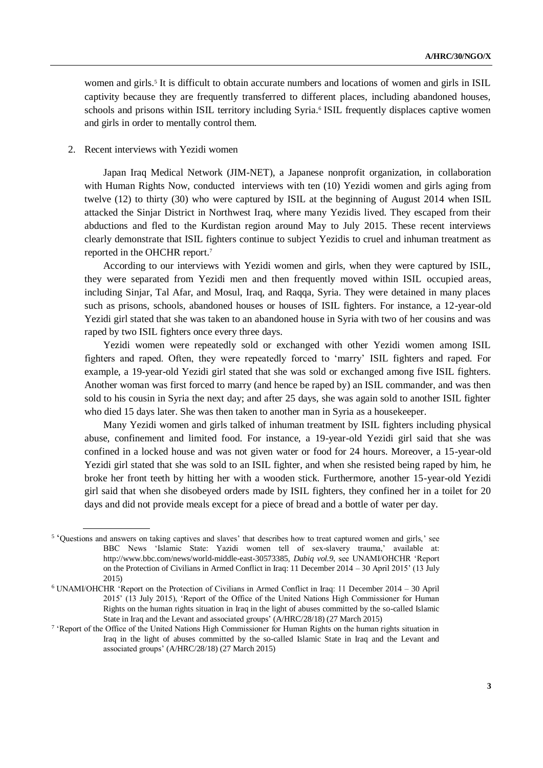women and girls.[5] It is difficult to obtain accurate numbers and locations of women and girls in ISIL captivity because they are frequently transferred to different places, including abandoned houses, schools and prisons within ISIL territory including Syria.[6] ISIL frequently displaces captive women and girls in order to mentally control them.

2. Recent interviews with Yezidi women

Japan Iraq Medical Network (JIM-NET), a Japanese nonprofit organization, in collaboration with Human Rights Now, conducted interviews with ten (10) Yezidi women and girls aging from twelve (12) to thirty (30) who were captured by ISIL at the beginning of August 2014 when ISIL attacked the Sinjar District in Northwest Iraq, where many Yezidis lived. They escaped from their abductions and fled to the Kurdistan region around May to July 2015. These recent interviews clearly demonstrate that ISIL fighters continue to subject Yezidis to cruel and inhuman treatment as reported in the OHCHR report.[7]

According to our interviews with Yezidi women and girls, when they were captured by ISIL, they were separated from Yezidi men and then frequently moved within ISIL occupied areas, including Sinjar, Tal Afar, and Mosul, Iraq, and Raqqa, Syria. They were detained in many places such as prisons, schools, abandoned houses or houses of ISIL fighters. For instance, a 12-year-old Yezidi girl stated that she was taken to an abandoned house in Syria with two of her cousins and was raped by two ISIL fighters once every three days.

Yezidi women were repeatedly sold or exchanged with other Yezidi women among ISIL fighters and raped. Often, they were repeatedly forced to 'marry' ISIL fighters and raped. For example, a 19-year-old Yezidi girl stated that she was sold or exchanged among five ISIL fighters. Another woman was first forced to marry (and hence be raped by) an ISIL commander, and was then sold to his cousin in Syria the next day; and after 25 days, she was again sold to another ISIL fighter who died 15 days later. She was then taken to another man in Syria as a housekeeper.

Many Yezidi women and girls talked of inhuman treatment by ISIL fighters including physical abuse, confinement and limited food. For instance, a 19-year-old Yezidi girl said that she was confined in a locked house and was not given water or food for 24 hours. Moreover, a 15-year-old Yezidi girl stated that she was sold to an ISIL fighter, and when she resisted being raped by him, he broke her front teeth by hitting her with a wooden stick. Furthermore, another 15-year-old Yezidi girl said that when she disobeyed orders made by ISIL fighters, they confined her in a toilet for 20 days and did not provide meals except for a piece of bread and a bottle of water per day.

---

[5] 'Questions and answers on taking captives and slaves' that describes how to treat captured women and girls,' see BBC News 'Islamic State: Yazidi women tell of sex-slavery trauma,' available at: http://www.bbc.com/news/world-middle-east-30573385, *Dabiq vol.9*, see UNAMI/OHCHR 'Report on the Protection of Civilians in Armed Conflict in Iraq: 11 December 2014 – 30 April 2015' (13 July 2015)

[6] UNAMI/OHCHR 'Report on the Protection of Civilians in Armed Conflict in Iraq: 11 December 2014 – 30 April 2015' (13 July 2015), 'Report of the Office of the United Nations High Commissioner for Human Rights on the human rights situation in Iraq in the light of abuses committed by the so-called Islamic State in Iraq and the Levant and associated groups' (A/HRC/28/18) (27 March 2015)

[7] 'Report of the Office of the United Nations High Commissioner for Human Rights on the human rights situation in Iraq in the light of abuses committed by the so-called Islamic State in Iraq and the Levant and associated groups' (A/HRC/28/18) (27 March 2015)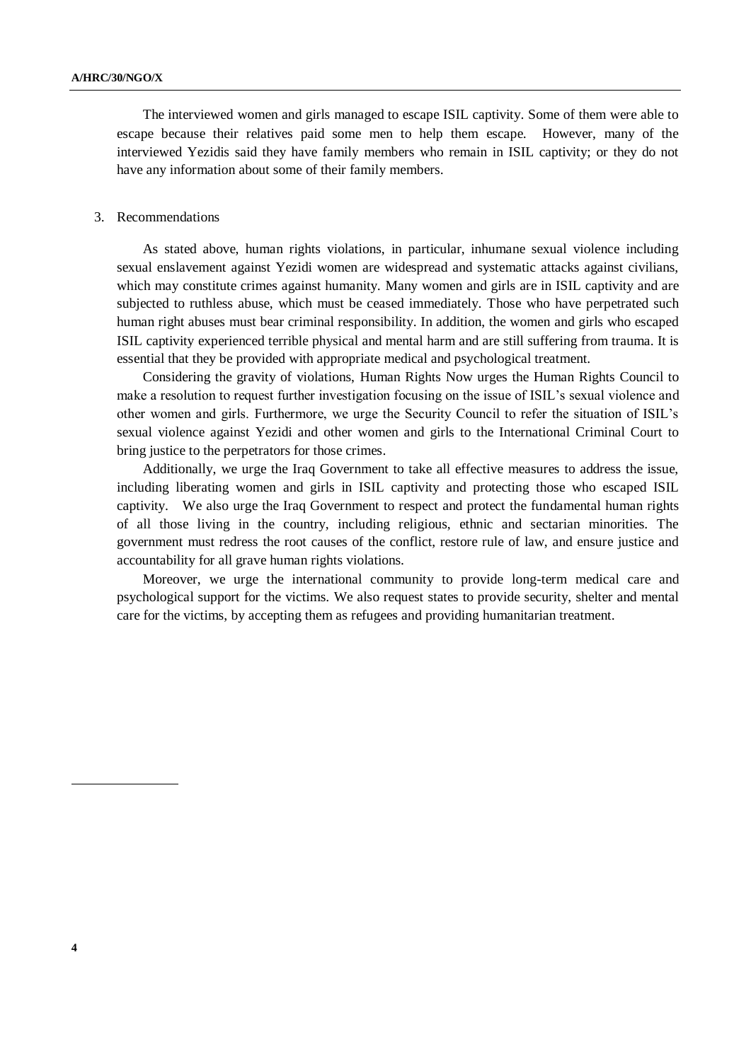The interviewed women and girls managed to escape ISIL captivity. Some of them were able to escape because their relatives paid some men to help them escape. However, many of the interviewed Yezidis said they have family members who remain in ISIL captivity; or they do not have any information about some of their family members.

## 3. Recommendations

As stated above, human rights violations, in particular, inhumane sexual violence including sexual enslavement against Yezidi women are widespread and systematic attacks against civilians, which may constitute crimes against humanity. Many women and girls are in ISIL captivity and are subjected to ruthless abuse, which must be ceased immediately. Those who have perpetrated such human right abuses must bear criminal responsibility. In addition, the women and girls who escaped ISIL captivity experienced terrible physical and mental harm and are still suffering from trauma. It is essential that they be provided with appropriate medical and psychological treatment.

Considering the gravity of violations, Human Rights Now urges the Human Rights Council to make a resolution to request further investigation focusing on the issue of ISIL's sexual violence and other women and girls. Furthermore, we urge the Security Council to refer the situation of ISIL's sexual violence against Yezidi and other women and girls to the International Criminal Court to bring justice to the perpetrators for those crimes.

Additionally, we urge the Iraq Government to take all effective measures to address the issue, including liberating women and girls in ISIL captivity and protecting those who escaped ISIL captivity. We also urge the Iraq Government to respect and protect the fundamental human rights of all those living in the country, including religious, ethnic and sectarian minorities. The government must redress the root causes of the conflict, restore rule of law, and ensure justice and accountability for all grave human rights violations.

Moreover, we urge the international community to provide long-term medical care and psychological support for the victims. We also request states to provide security, shelter and mental care for the victims, by accepting them as refugees and providing humanitarian treatment.